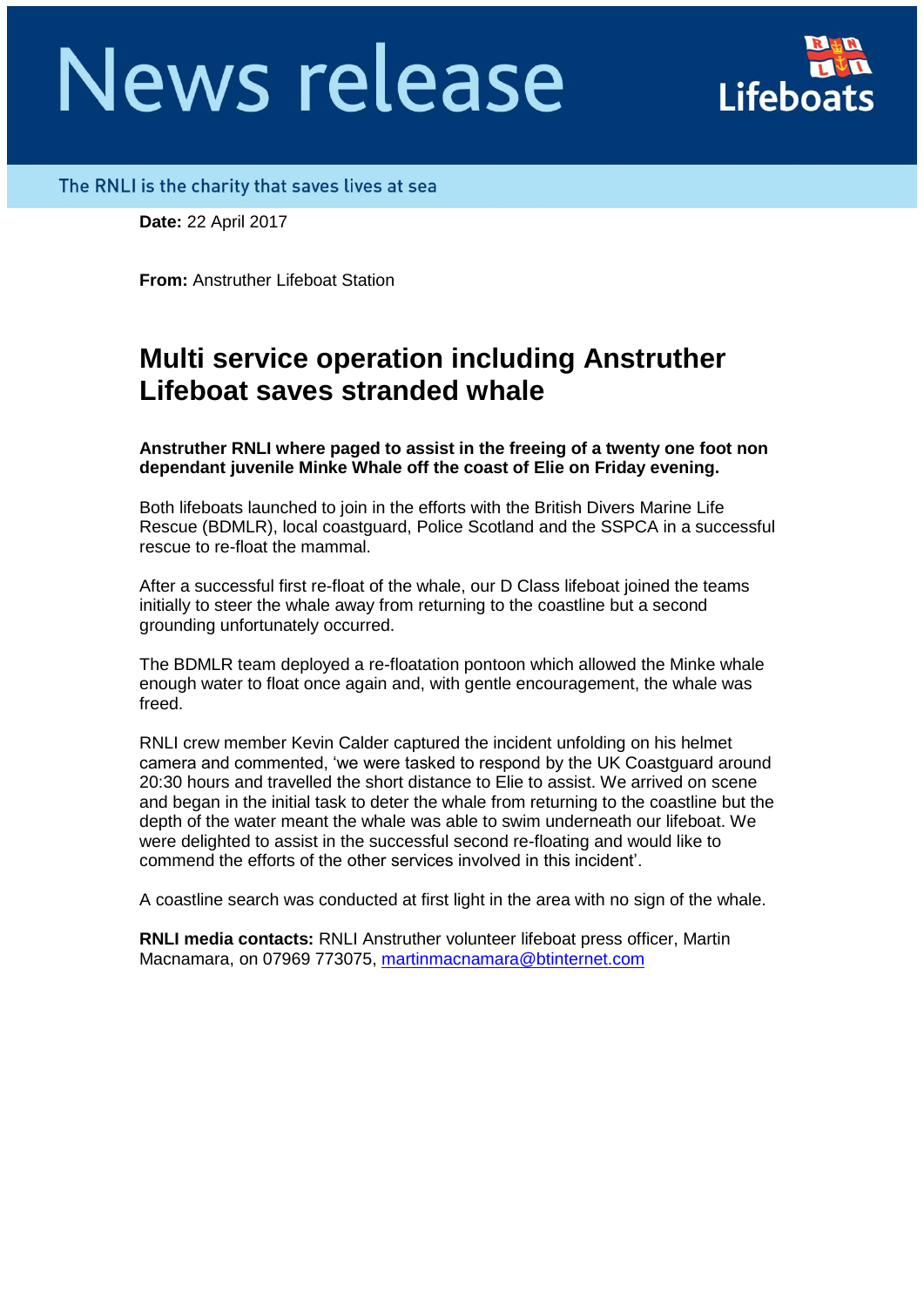# News release

The RNLI is the charity that saves lives at sea

**Date:** 22 April 2017

**From:** Anstruther Lifeboat Station

## Multi service operation including Anstruther Lifeboat saves stranded whale

**Anstruther RNLI where paged to assist in the freeing of a twenty one foot non dependant juvenile Minke Whale off the coast of Elie on Friday evening.**

Both lifeboats launched to join in the efforts with the British Divers Marine Life Rescue (BDMLR), local coastguard, Police Scotland and the SSPCA in a successful rescue to re-float the mammal.

After a successful first re-float of the whale, our D Class lifeboat joined the teams initially to steer the whale away from returning to the coastline but a second grounding unfortunately occurred.

The BDMLR team deployed a re-floatation pontoon which allowed the Minke whale enough water to float once again and, with gentle encouragement, the whale was freed.

RNLI crew member Kevin Calder captured the incident unfolding on his helmet camera and commented, 'we were tasked to respond by the UK Coastguard around 20:30 hours and travelled the short distance to Elie to assist. We arrived on scene and began in the initial task to deter the whale from returning to the coastline but the depth of the water meant the whale was able to swim underneath our lifeboat. We were delighted to assist in the successful second re-floating and would like to commend the efforts of the other services involved in this incident'.

A coastline search was conducted at first light in the area with no sign of the whale.

**RNLI media contacts:** RNLI Anstruther volunteer lifeboat press officer, Martin Macnamara, on 07969 773075, martinmacnamara@btinternet.com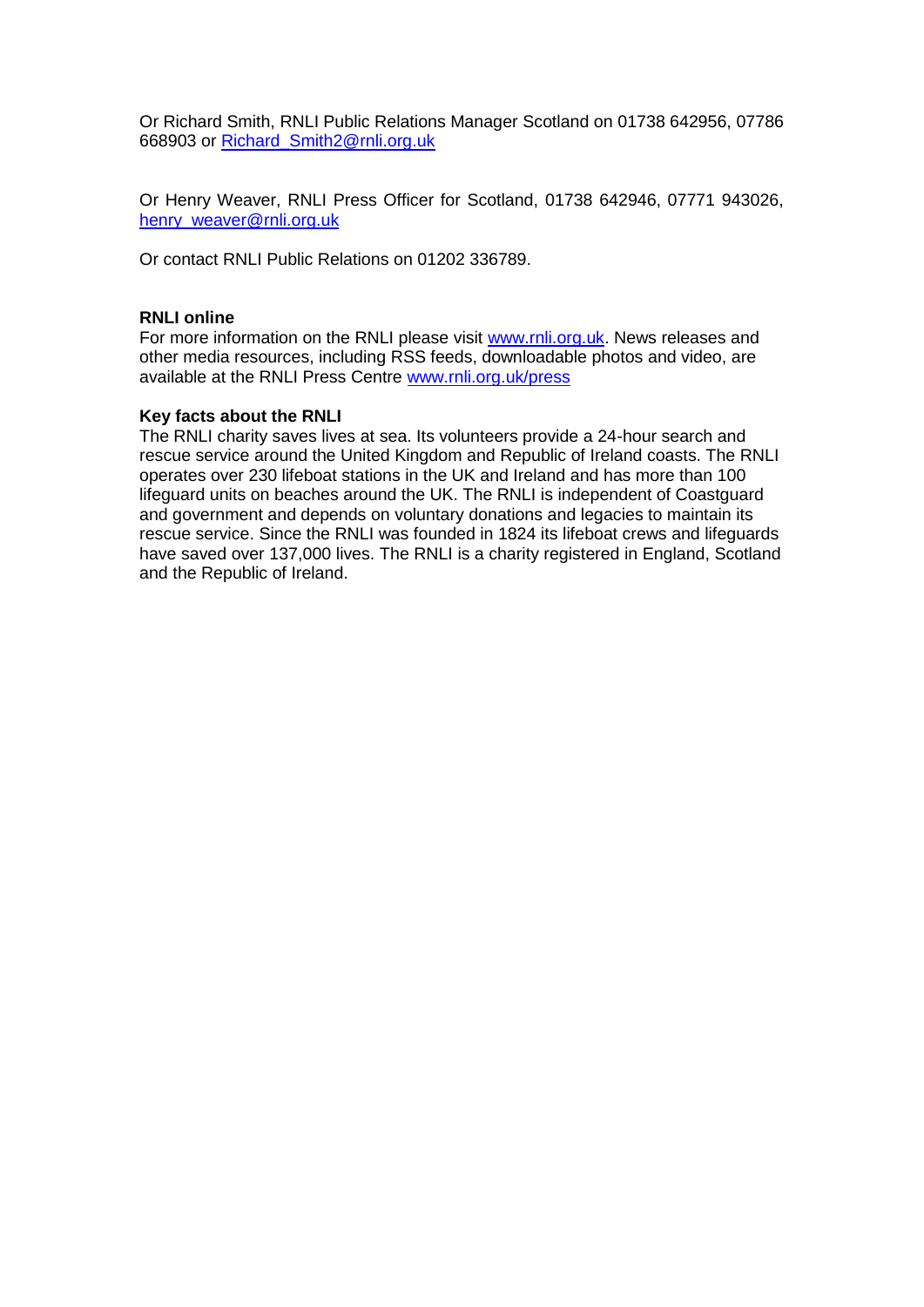Or Richard Smith, RNLI Public Relations Manager Scotland on 01738 642956, 07786 668903 or Richard_Smith2@rnli.org.uk

Or Henry Weaver, RNLI Press Officer for Scotland, 01738 642946, 07771 943026, henry_weaver@rnli.org.uk

Or contact RNLI Public Relations on 01202 336789.

**RNLI online**
For more information on the RNLI please visit www.rnli.org.uk. News releases and other media resources, including RSS feeds, downloadable photos and video, are available at the RNLI Press Centre www.rnli.org.uk/press

**Key facts about the RNLI**
The RNLI charity saves lives at sea. Its volunteers provide a 24-hour search and rescue service around the United Kingdom and Republic of Ireland coasts. The RNLI operates over 230 lifeboat stations in the UK and Ireland and has more than 100 lifeguard units on beaches around the UK. The RNLI is independent of Coastguard and government and depends on voluntary donations and legacies to maintain its rescue service. Since the RNLI was founded in 1824 its lifeboat crews and lifeguards have saved over 137,000 lives. The RNLI is a charity registered in England, Scotland and the Republic of Ireland.